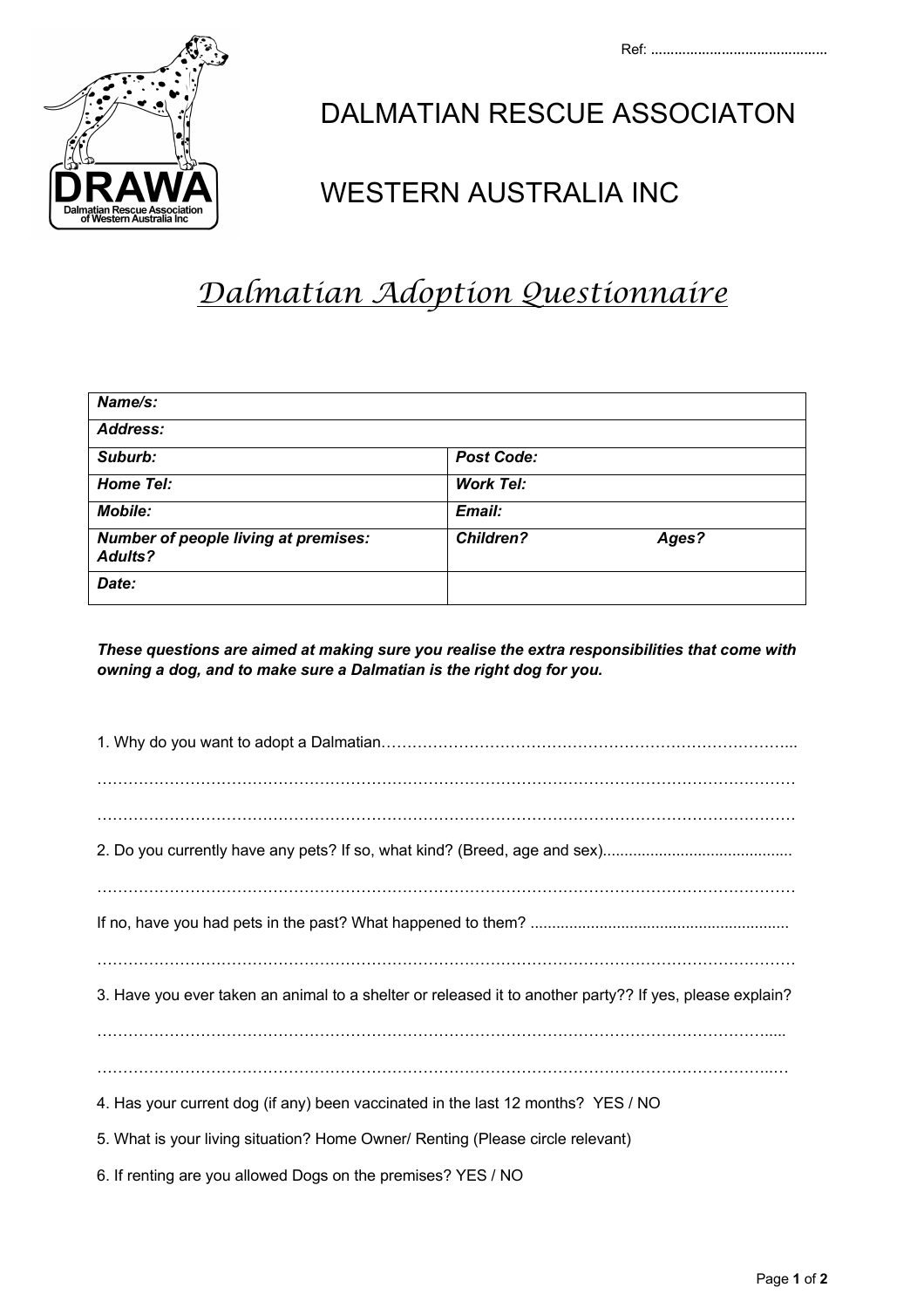Ref: ............................................

# DALMATIAN RESCUE ASSOCIATON

# WESTERN AUSTRALIA INC

## *Dalmatian Adoption Questionnaire*

| ***Name/s:*** | |
|---|---|
| ***Address:*** | |
| ***Suburb:*** | ***Post Code:*** |
| ***Home Tel:*** | ***Work Tel:*** |
| ***Mobile:*** | ***Email:*** |
| ***Number of people living at premises: Adults?*** | ***Children?*** ***Ages?*** |
| ***Date:*** | |

***These questions are aimed at making sure you realise the extra responsibilities that come with owning a dog, and to make sure a Dalmatian is the right dog for you.***

1. Why do you want to adopt a Dalmatian……………………………………………………………………...

…………………………………………………………………………………………………………………

…………………………………………………………………………………………………………………

2. Do you currently have any pets? If so, what kind? (Breed, age and sex)...........................................

…………………………………………………………………………………………………………………

If no, have you had pets in the past? What happened to them? ...........................................................

…………………………………………………………………………………………………………………

3. Have you ever taken an animal to a shelter or released it to another party?? If yes, please explain?

……………………………………………………………………………………………………………….....

……………………………………………………………………………………………………………..…

4. Has your current dog (if any) been vaccinated in the last 12 months? YES / NO

5. What is your living situation? Home Owner/ Renting (Please circle relevant)

6. If renting are you allowed Dogs on the premises? YES / NO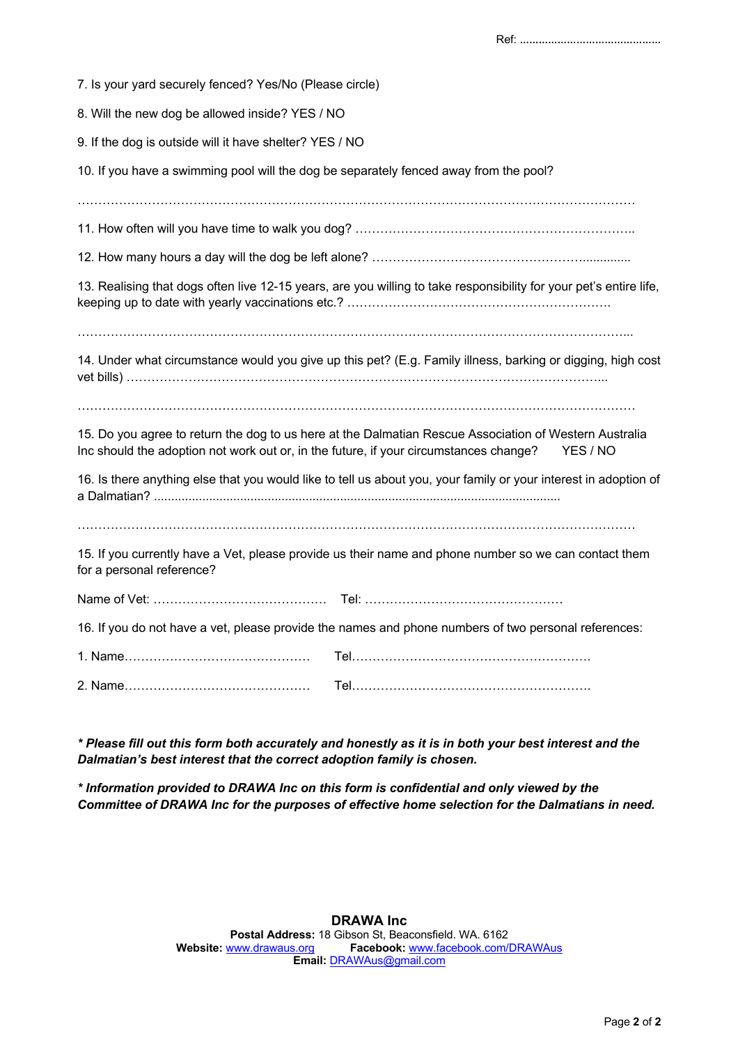Ref: ............................................

7. Is your yard securely fenced? Yes/No (Please circle)

8. Will the new dog be allowed inside? YES / NO

9. If the dog is outside will it have shelter? YES / NO

10. If you have a swimming pool will the dog be separately fenced away from the pool?

………………………………………………………………………………………………………………………

11. How often will you have time to walk you dog? …………………………………………………………..

12. How many hours a day will the dog be left alone? ……………………………………………..............

13. Realising that dogs often live 12-15 years, are you willing to take responsibility for your pet's entire life, keeping up to date with yearly vaccinations etc.? ……………………………………………………….

……………………………………………………………………………………………………………………...

14. Under what circumstance would you give up this pet? (E.g. Family illness, barking or digging, high cost vet bills) ……………………………………………………………………………………………………....

………………………………………………………………………………………………………………………

15. Do you agree to return the dog to us here at the Dalmatian Rescue Association of Western Australia Inc should the adoption not work out or, in the future, if your circumstances change? YES / NO

16. Is there anything else that you would like to tell us about you, your family or your interest in adoption of a Dalmatian? ....................................................................................................................

………………………………………………………………………………………………………………………

15. If you currently have a Vet, please provide us their name and phone number so we can contact them for a personal reference?

Name of Vet: …………………………………… Tel: …………………………………………

16. If you do not have a vet, please provide the names and phone numbers of two personal references:

1. Name……………………………………… Tel………………………………………………….

2. Name……………………………………… Tel………………………………………………….

***Please fill out this form both accurately and honestly as it is in both your best interest and the Dalmatian's best interest that the correct adoption family is chosen.***

***Information provided to DRAWA Inc on this form is confidential and only viewed by the Committee of DRAWA Inc for the purposes of effective home selection for the Dalmatians in need.***

**DRAWA Inc**
**Postal Address:** 18 Gibson St, Beaconsfield. WA. 6162
**Website:** www.drawaus.org **Facebook:** www.facebook.com/DRAWAus
**Email:** DRAWAus@gmail.com